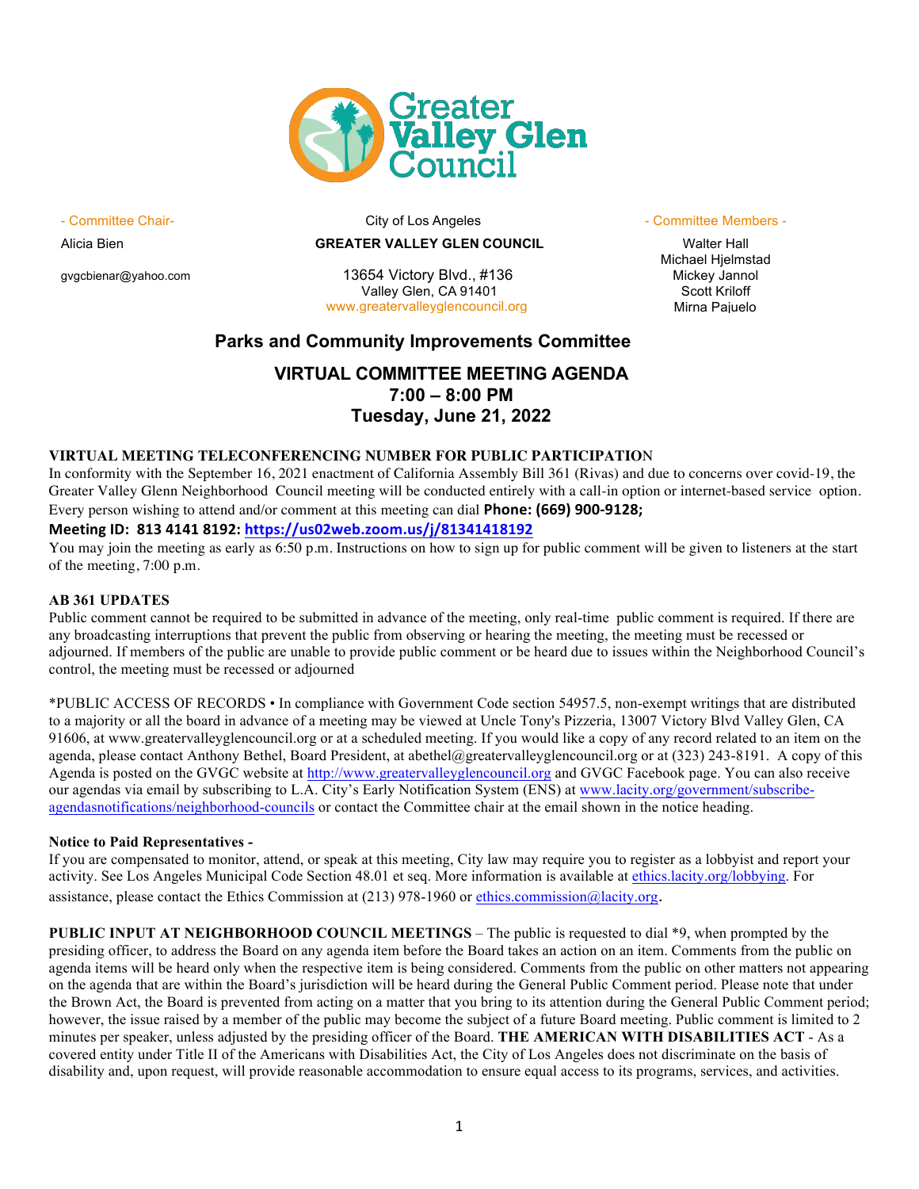Greater Valley Glen Council

- Committee Chair-

Alicia Bien

gvgcbienar@yahoo.com

City of Los Angeles

**GREATER VALLEY GLEN COUNCIL**

13654 Victory Blvd., #136
Valley Glen, CA 91401
www.greatervalleyglencouncil.org

- Committee Members -

Walter Hall
Michael Hjelmstad
Mickey Jannol
Scott Kriloff
Mirna Pajuelo

## Parks and Community Improvements Committee

## VIRTUAL COMMITTEE MEETING AGENDA
## 7:00 – 8:00 PM
## Tuesday, June 21, 2022

**VIRTUAL MEETING TELECONFERENCING NUMBER FOR PUBLIC PARTICIPATION**

In conformity with the September 16, 2021 enactment of California Assembly Bill 361 (Rivas) and due to concerns over covid-19, the Greater Valley Glenn Neighborhood Council meeting will be conducted entirely with a call-in option or internet-based service option. Every person wishing to attend and/or comment at this meeting can dial **Phone: (669) 900-9128;**
**Meeting ID: 813 4141 8192: https://us02web.zoom.us/j/81341418192**

You may join the meeting as early as 6:50 p.m. Instructions on how to sign up for public comment will be given to listeners at the start of the meeting, 7:00 p.m.

**AB 361 UPDATES**

Public comment cannot be required to be submitted in advance of the meeting, only real-time public comment is required. If there are any broadcasting interruptions that prevent the public from observing or hearing the meeting, the meeting must be recessed or adjourned. If members of the public are unable to provide public comment or be heard due to issues within the Neighborhood Council's control, the meeting must be recessed or adjourned

*PUBLIC ACCESS OF RECORDS • In compliance with Government Code section 54957.5, non-exempt writings that are distributed to a majority or all the board in advance of a meeting may be viewed at Uncle Tony's Pizzeria, 13007 Victory Blvd Valley Glen, CA 91606, at www.greatervalleyglencouncil.org or at a scheduled meeting. If you would like a copy of any record related to an item on the agenda, please contact Anthony Bethel, Board President, at abethel@greatervalleyglencouncil.org or at (323) 243-8191. A copy of this Agenda is posted on the GVGC website at http://www.greatervalleyglencouncil.org and GVGC Facebook page. You can also receive our agendas via email by subscribing to L.A. City's Early Notification System (ENS) at www.lacity.org/government/subscribe-agendasnotifications/neighborhood-councils or contact the Committee chair at the email shown in the notice heading.

**Notice to Paid Representatives -**

If you are compensated to monitor, attend, or speak at this meeting, City law may require you to register as a lobbyist and report your activity. See Los Angeles Municipal Code Section 48.01 et seq. More information is available at ethics.lacity.org/lobbying. For assistance, please contact the Ethics Commission at (213) 978-1960 or ethics.commission@lacity.org.

**PUBLIC INPUT AT NEIGHBORHOOD COUNCIL MEETINGS** – The public is requested to dial *9, when prompted by the presiding officer, to address the Board on any agenda item before the Board takes an action on an item. Comments from the public on agenda items will be heard only when the respective item is being considered. Comments from the public on other matters not appearing on the agenda that are within the Board's jurisdiction will be heard during the General Public Comment period. Please note that under the Brown Act, the Board is prevented from acting on a matter that you bring to its attention during the General Public Comment period; however, the issue raised by a member of the public may become the subject of a future Board meeting. Public comment is limited to 2 minutes per speaker, unless adjusted by the presiding officer of the Board. **THE AMERICAN WITH DISABILITIES ACT** - As a covered entity under Title II of the Americans with Disabilities Act, the City of Los Angeles does not discriminate on the basis of disability and, upon request, will provide reasonable accommodation to ensure equal access to its programs, services, and activities.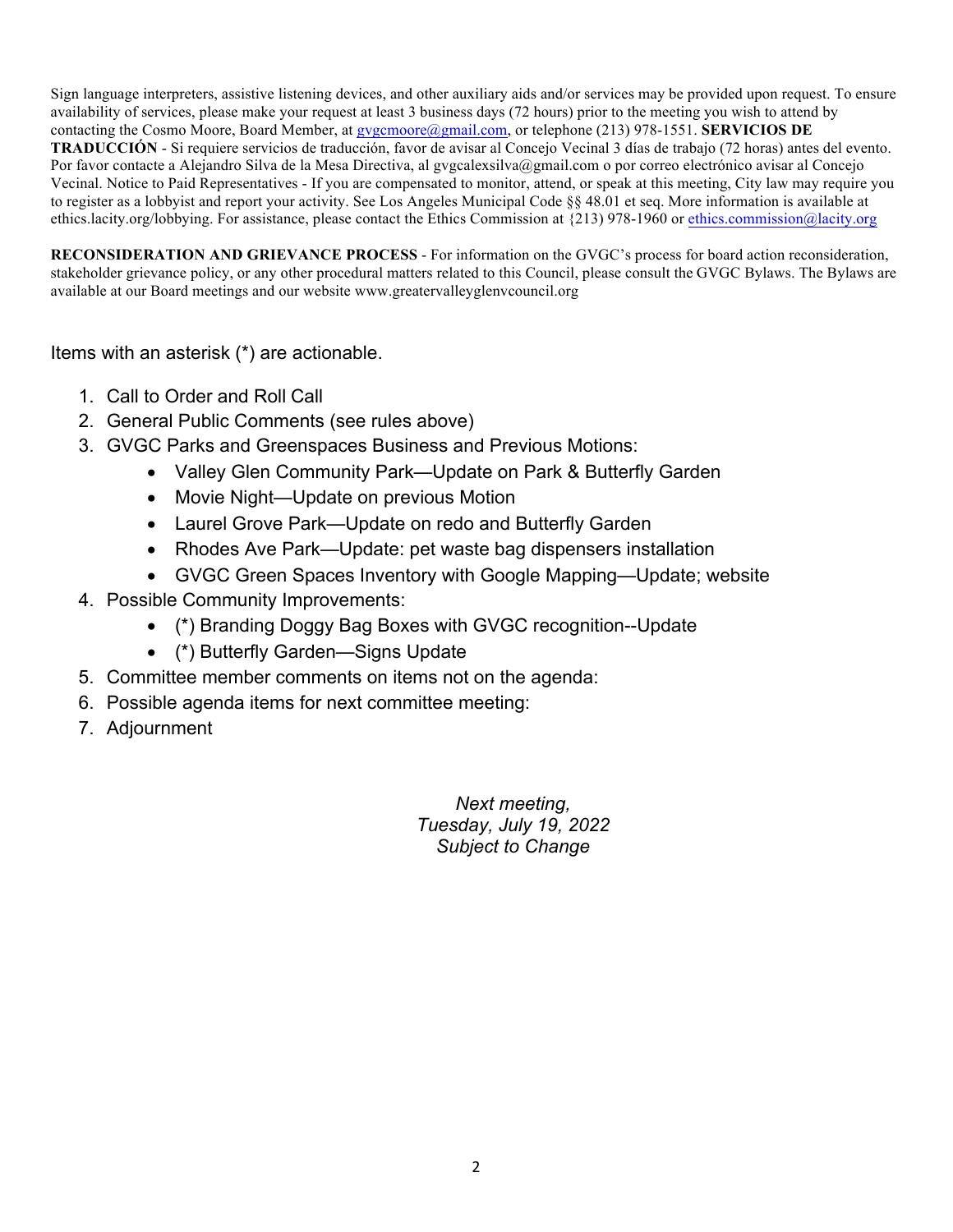Sign language interpreters, assistive listening devices, and other auxiliary aids and/or services may be provided upon request. To ensure availability of services, please make your request at least 3 business days (72 hours) prior to the meeting you wish to attend by contacting the Cosmo Moore, Board Member, at gvgcmoore@gmail.com, or telephone (213) 978-1551. **SERVICIOS DE TRADUCCIÓN** - Si requiere servicios de traducción, favor de avisar al Concejo Vecinal 3 días de trabajo (72 horas) antes del evento. Por favor contacte a Alejandro Silva de la Mesa Directiva, al gvgcalexsilva@gmail.com o por correo electrónico avisar al Concejo Vecinal. Notice to Paid Representatives - If you are compensated to monitor, attend, or speak at this meeting, City law may require you to register as a lobbyist and report your activity. See Los Angeles Municipal Code §§ 48.01 et seq. More information is available at ethics.lacity.org/lobbying. For assistance, please contact the Ethics Commission at {213) 978-1960 or ethics.commission@lacity.org

**RECONSIDERATION AND GRIEVANCE PROCESS** - For information on the GVGC's process for board action reconsideration, stakeholder grievance policy, or any other procedural matters related to this Council, please consult the GVGC Bylaws. The Bylaws are available at our Board meetings and our website www.greatervalleyglenvcouncil.org

Items with an asterisk (*) are actionable.

1. Call to Order and Roll Call
2. General Public Comments (see rules above)
3. GVGC Parks and Greenspaces Business and Previous Motions:
   - Valley Glen Community Park—Update on Park & Butterfly Garden
   - Movie Night—Update on previous Motion
   - Laurel Grove Park—Update on redo and Butterfly Garden
   - Rhodes Ave Park—Update: pet waste bag dispensers installation
   - GVGC Green Spaces Inventory with Google Mapping—Update; website
4. Possible Community Improvements:
   - (*) Branding Doggy Bag Boxes with GVGC recognition--Update
   - (*) Butterfly Garden—Signs Update
5. Committee member comments on items not on the agenda:
6. Possible agenda items for next committee meeting:
7. Adjournment

*Next meeting,*
*Tuesday, July 19, 2022*
*Subject to Change*